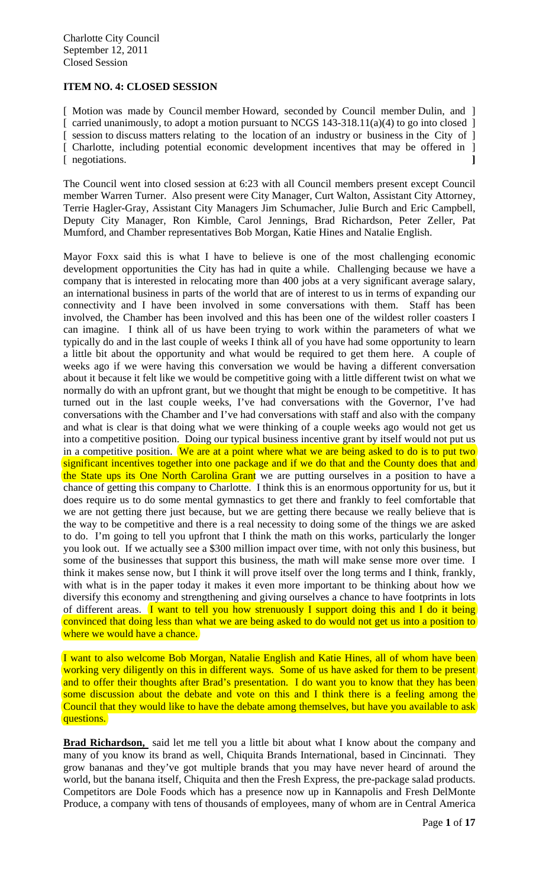Charlotte City Council
September 12, 2011
Closed Session

**ITEM NO. 4: CLOSED SESSION**

[ Motion was made by Council member Howard, seconded by Council member Dulin, and ]
[ carried unanimously, to adopt a motion pursuant to NCGS 143-318.11(a)(4) to go into closed ]
[ session to discuss matters relating to the location of an industry or business in the City of ]
[ Charlotte, including potential economic development incentives that may be offered in ]
[ negotiations. ]

The Council went into closed session at 6:23 with all Council members present except Council member Warren Turner. Also present were City Manager, Curt Walton, Assistant City Attorney, Terrie Hagler-Gray, Assistant City Managers Jim Schumacher, Julie Burch and Eric Campbell, Deputy City Manager, Ron Kimble, Carol Jennings, Brad Richardson, Peter Zeller, Pat Mumford, and Chamber representatives Bob Morgan, Katie Hines and Natalie English.

Mayor Foxx said this is what I have to believe is one of the most challenging economic development opportunities the City has had in quite a while. Challenging because we have a company that is interested in relocating more than 400 jobs at a very significant average salary, an international business in parts of the world that are of interest to us in terms of expanding our connectivity and I have been involved in some conversations with them. Staff has been involved, the Chamber has been involved and this has been one of the wildest roller coasters I can imagine. I think all of us have been trying to work within the parameters of what we typically do and in the last couple of weeks I think all of you have had some opportunity to learn a little bit about the opportunity and what would be required to get them here. A couple of weeks ago if we were having this conversation we would be having a different conversation about it because it felt like we would be competitive going with a little different twist on what we normally do with an upfront grant, but we thought that might be enough to be competitive. It has turned out in the last couple weeks, I've had conversations with the Governor, I've had conversations with the Chamber and I've had conversations with staff and also with the company and what is clear is that doing what we were thinking of a couple weeks ago would not get us into a competitive position. Doing our typical business incentive grant by itself would not put us in a competitive position. We are at a point where what we are being asked to do is to put two significant incentives together into one package and if we do that and the County does that and the State ups its One North Carolina Grant we are putting ourselves in a position to have a chance of getting this company to Charlotte. I think this is an enormous opportunity for us, but it does require us to do some mental gymnastics to get there and frankly to feel comfortable that we are not getting there just because, but we are getting there because we really believe that is the way to be competitive and there is a real necessity to doing some of the things we are asked to do. I'm going to tell you upfront that I think the math on this works, particularly the longer you look out. If we actually see a $300 million impact over time, with not only this business, but some of the businesses that support this business, the math will make sense more over time. I think it makes sense now, but I think it will prove itself over the long terms and I think, frankly, with what is in the paper today it makes it even more important to be thinking about how we diversify this economy and strengthening and giving ourselves a chance to have footprints in lots of different areas. I want to tell you how strenuously I support doing this and I do it being convinced that doing less than what we are being asked to do would not get us into a position to where we would have a chance.

I want to also welcome Bob Morgan, Natalie English and Katie Hines, all of whom have been working very diligently on this in different ways. Some of us have asked for them to be present and to offer their thoughts after Brad's presentation. I do want you to know that they has been some discussion about the debate and vote on this and I think there is a feeling among the Council that they would like to have the debate among themselves, but have you available to ask questions.

**Brad Richardson,** said let me tell you a little bit about what I know about the company and many of you know its brand as well, Chiquita Brands International, based in Cincinnati. They grow bananas and they've got multiple brands that you may have never heard of around the world, but the banana itself, Chiquita and then the Fresh Express, the pre-package salad products. Competitors are Dole Foods which has a presence now up in Kannapolis and Fresh DelMonte Produce, a company with tens of thousands of employees, many of whom are in Central America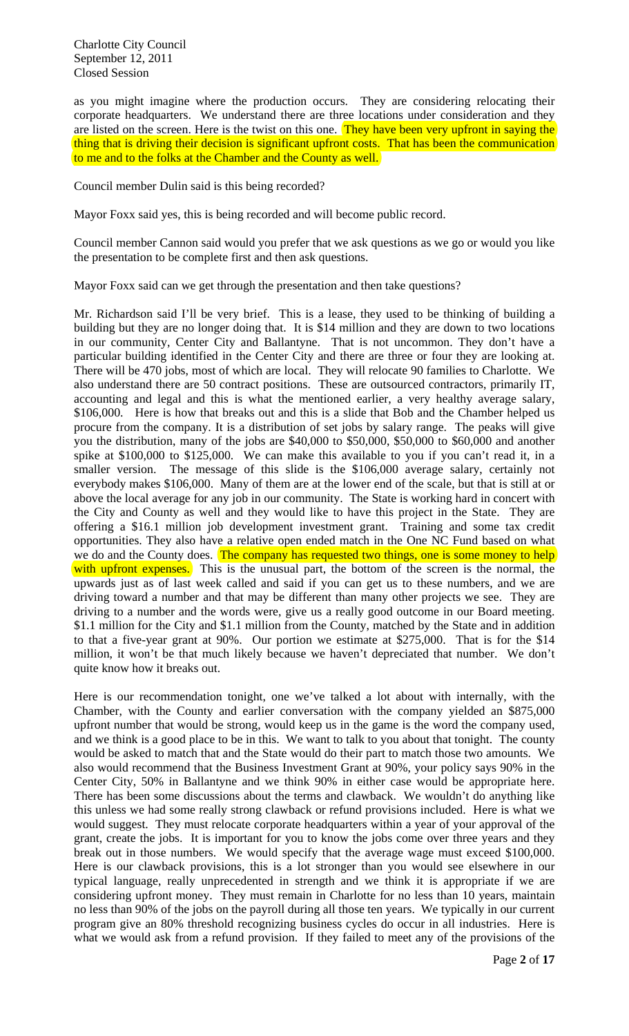as you might imagine where the production occurs. They are considering relocating their corporate headquarters. We understand there are three locations under consideration and they are listed on the screen. Here is the twist on this one. They have been very upfront in saying the thing that is driving their decision is significant upfront costs. That has been the communication to me and to the folks at the Chamber and the County as well.

Council member Dulin said is this being recorded?

Mayor Foxx said yes, this is being recorded and will become public record.

Council member Cannon said would you prefer that we ask questions as we go or would you like the presentation to be complete first and then ask questions.

Mayor Foxx said can we get through the presentation and then take questions?

Mr. Richardson said I'll be very brief. This is a lease, they used to be thinking of building a building but they are no longer doing that. It is $14 million and they are down to two locations in our community, Center City and Ballantyne. That is not uncommon. They don't have a particular building identified in the Center City and there are three or four they are looking at. There will be 470 jobs, most of which are local. They will relocate 90 families to Charlotte. We also understand there are 50 contract positions. These are outsourced contractors, primarily IT, accounting and legal and this is what the mentioned earlier, a very healthy average salary, $106,000. Here is how that breaks out and this is a slide that Bob and the Chamber helped us procure from the company. It is a distribution of set jobs by salary range. The peaks will give you the distribution, many of the jobs are $40,000 to $50,000, $50,000 to $60,000 and another spike at $100,000 to $125,000. We can make this available to you if you can't read it, in a smaller version. The message of this slide is the $106,000 average salary, certainly not everybody makes $106,000. Many of them are at the lower end of the scale, but that is still at or above the local average for any job in our community. The State is working hard in concert with the City and County as well and they would like to have this project in the State. They are offering a $16.1 million job development investment grant. Training and some tax credit opportunities. They also have a relative open ended match in the One NC Fund based on what we do and the County does. The company has requested two things, one is some money to help with upfront expenses. This is the unusual part, the bottom of the screen is the normal, the upwards just as of last week called and said if you can get us to these numbers, and we are driving toward a number and that may be different than many other projects we see. They are driving to a number and the words were, give us a really good outcome in our Board meeting. $1.1 million for the City and $1.1 million from the County, matched by the State and in addition to that a five-year grant at 90%. Our portion we estimate at $275,000. That is for the $14 million, it won't be that much likely because we haven't depreciated that number. We don't quite know how it breaks out.

Here is our recommendation tonight, one we've talked a lot about with internally, with the Chamber, with the County and earlier conversation with the company yielded an $875,000 upfront number that would be strong, would keep us in the game is the word the company used, and we think is a good place to be in this. We want to talk to you about that tonight. The county would be asked to match that and the State would do their part to match those two amounts. We also would recommend that the Business Investment Grant at 90%, your policy says 90% in the Center City, 50% in Ballantyne and we think 90% in either case would be appropriate here. There has been some discussions about the terms and clawback. We wouldn't do anything like this unless we had some really strong clawback or refund provisions included. Here is what we would suggest. They must relocate corporate headquarters within a year of your approval of the grant, create the jobs. It is important for you to know the jobs come over three years and they break out in those numbers. We would specify that the average wage must exceed $100,000. Here is our clawback provisions, this is a lot stronger than you would see elsewhere in our typical language, really unprecedented in strength and we think it is appropriate if we are considering upfront money. They must remain in Charlotte for no less than 10 years, maintain no less than 90% of the jobs on the payroll during all those ten years. We typically in our current program give an 80% threshold recognizing business cycles do occur in all industries. Here is what we would ask from a refund provision. If they failed to meet any of the provisions of the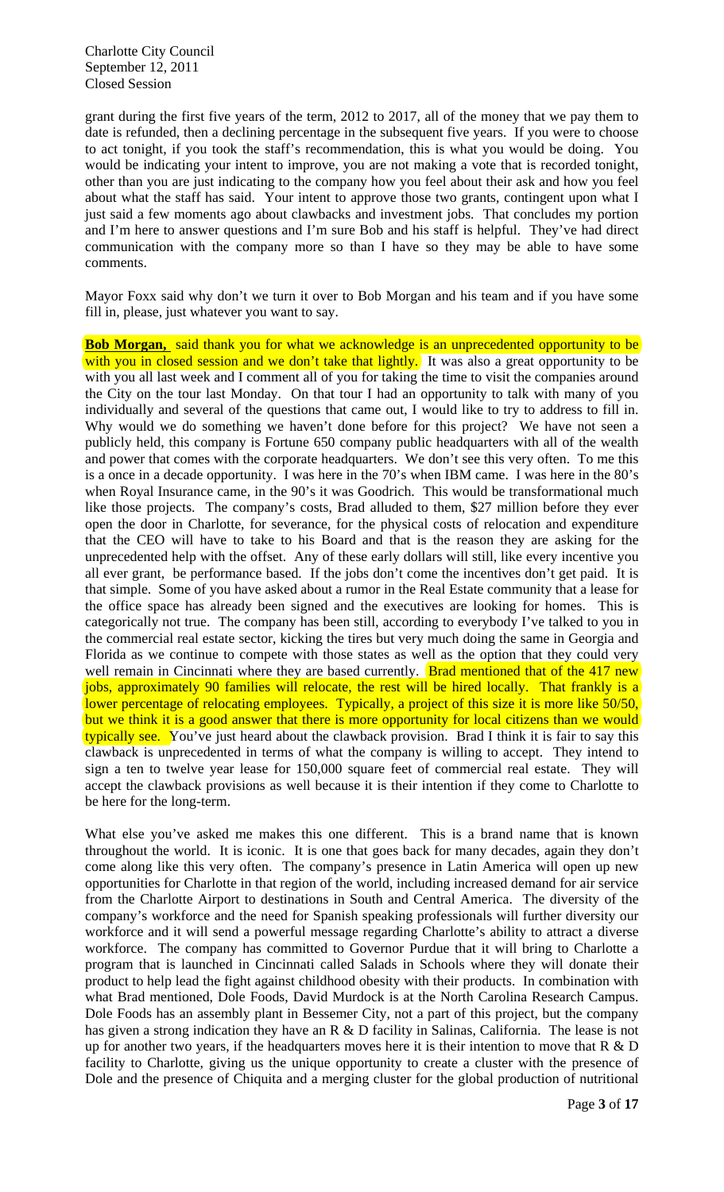grant during the first five years of the term, 2012 to 2017, all of the money that we pay them to date is refunded, then a declining percentage in the subsequent five years. If you were to choose to act tonight, if you took the staff's recommendation, this is what you would be doing. You would be indicating your intent to improve, you are not making a vote that is recorded tonight, other than you are just indicating to the company how you feel about their ask and how you feel about what the staff has said. Your intent to approve those two grants, contingent upon what I just said a few moments ago about clawbacks and investment jobs. That concludes my portion and I'm here to answer questions and I'm sure Bob and his staff is helpful. They've had direct communication with the company more so than I have so they may be able to have some comments.

Mayor Foxx said why don't we turn it over to Bob Morgan and his team and if you have some fill in, please, just whatever you want to say.

**Bob Morgan,** said thank you for what we acknowledge is an unprecedented opportunity to be with you in closed session and we don't take that lightly. It was also a great opportunity to be with you all last week and I comment all of you for taking the time to visit the companies around the City on the tour last Monday. On that tour I had an opportunity to talk with many of you individually and several of the questions that came out, I would like to try to address to fill in. Why would we do something we haven't done before for this project? We have not seen a publicly held, this company is Fortune 650 company public headquarters with all of the wealth and power that comes with the corporate headquarters. We don't see this very often. To me this is a once in a decade opportunity. I was here in the 70's when IBM came. I was here in the 80's when Royal Insurance came, in the 90's it was Goodrich. This would be transformational much like those projects. The company's costs, Brad alluded to them, $27 million before they ever open the door in Charlotte, for severance, for the physical costs of relocation and expenditure that the CEO will have to take to his Board and that is the reason they are asking for the unprecedented help with the offset. Any of these early dollars will still, like every incentive you all ever grant, be performance based. If the jobs don't come the incentives don't get paid. It is that simple. Some of you have asked about a rumor in the Real Estate community that a lease for the office space has already been signed and the executives are looking for homes. This is categorically not true. The company has been still, according to everybody I've talked to you in the commercial real estate sector, kicking the tires but very much doing the same in Georgia and Florida as we continue to compete with those states as well as the option that they could very well remain in Cincinnati where they are based currently. Brad mentioned that of the 417 new jobs, approximately 90 families will relocate, the rest will be hired locally. That frankly is a lower percentage of relocating employees. Typically, a project of this size it is more like 50/50, but we think it is a good answer that there is more opportunity for local citizens than we would typically see. You've just heard about the clawback provision. Brad I think it is fair to say this clawback is unprecedented in terms of what the company is willing to accept. They intend to sign a ten to twelve year lease for 150,000 square feet of commercial real estate. They will accept the clawback provisions as well because it is their intention if they come to Charlotte to be here for the long-term.

What else you've asked me makes this one different. This is a brand name that is known throughout the world. It is iconic. It is one that goes back for many decades, again they don't come along like this very often. The company's presence in Latin America will open up new opportunities for Charlotte in that region of the world, including increased demand for air service from the Charlotte Airport to destinations in South and Central America. The diversity of the company's workforce and the need for Spanish speaking professionals will further diversity our workforce and it will send a powerful message regarding Charlotte's ability to attract a diverse workforce. The company has committed to Governor Purdue that it will bring to Charlotte a program that is launched in Cincinnati called Salads in Schools where they will donate their product to help lead the fight against childhood obesity with their products. In combination with what Brad mentioned, Dole Foods, David Murdock is at the North Carolina Research Campus. Dole Foods has an assembly plant in Bessemer City, not a part of this project, but the company has given a strong indication they have an R & D facility in Salinas, California. The lease is not up for another two years, if the headquarters moves here it is their intention to move that R & D facility to Charlotte, giving us the unique opportunity to create a cluster with the presence of Dole and the presence of Chiquita and a merging cluster for the global production of nutritional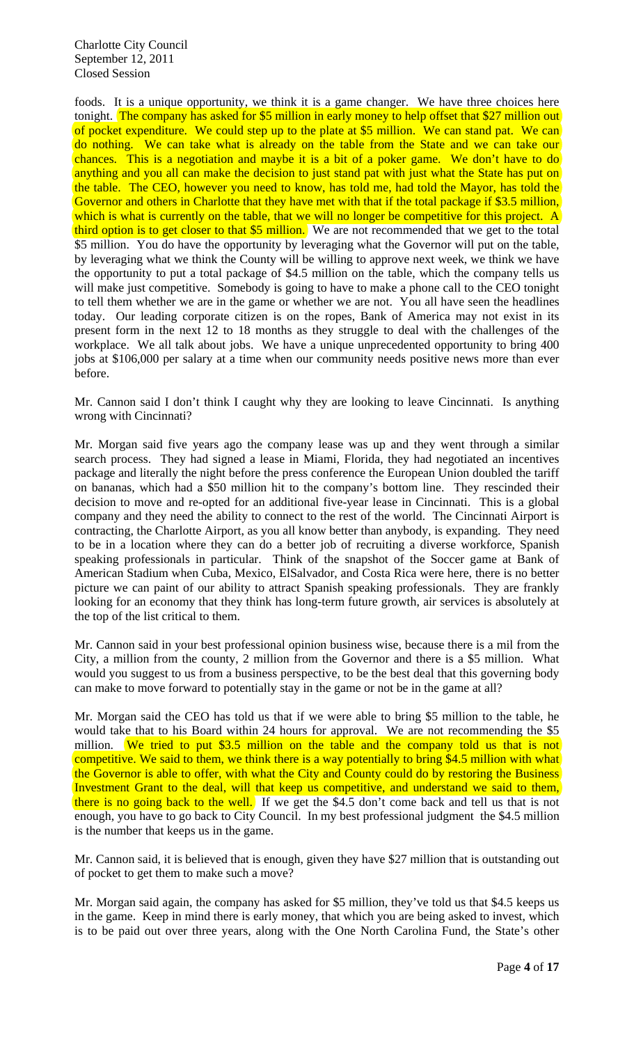foods. It is a unique opportunity, we think it is a game changer. We have three choices here tonight. The company has asked for $5 million in early money to help offset that $27 million out of pocket expenditure. We could step up to the plate at $5 million. We can stand pat. We can do nothing. We can take what is already on the table from the State and we can take our chances. This is a negotiation and maybe it is a bit of a poker game. We don't have to do anything and you all can make the decision to just stand pat with just what the State has put on the table. The CEO, however you need to know, has told me, had told the Mayor, has told the Governor and others in Charlotte that they have met with that if the total package if $3.5 million, which is what is currently on the table, that we will no longer be competitive for this project. A third option is to get closer to that $5 million. We are not recommended that we get to the total $5 million. You do have the opportunity by leveraging what the Governor will put on the table, by leveraging what we think the County will be willing to approve next week, we think we have the opportunity to put a total package of $4.5 million on the table, which the company tells us will make just competitive. Somebody is going to have to make a phone call to the CEO tonight to tell them whether we are in the game or whether we are not. You all have seen the headlines today. Our leading corporate citizen is on the ropes, Bank of America may not exist in its present form in the next 12 to 18 months as they struggle to deal with the challenges of the workplace. We all talk about jobs. We have a unique unprecedented opportunity to bring 400 jobs at $106,000 per salary at a time when our community needs positive news more than ever before.

Mr. Cannon said I don't think I caught why they are looking to leave Cincinnati. Is anything wrong with Cincinnati?

Mr. Morgan said five years ago the company lease was up and they went through a similar search process. They had signed a lease in Miami, Florida, they had negotiated an incentives package and literally the night before the press conference the European Union doubled the tariff on bananas, which had a $50 million hit to the company's bottom line. They rescinded their decision to move and re-opted for an additional five-year lease in Cincinnati. This is a global company and they need the ability to connect to the rest of the world. The Cincinnati Airport is contracting, the Charlotte Airport, as you all know better than anybody, is expanding. They need to be in a location where they can do a better job of recruiting a diverse workforce, Spanish speaking professionals in particular. Think of the snapshot of the Soccer game at Bank of American Stadium when Cuba, Mexico, ElSalvador, and Costa Rica were here, there is no better picture we can paint of our ability to attract Spanish speaking professionals. They are frankly looking for an economy that they think has long-term future growth, air services is absolutely at the top of the list critical to them.

Mr. Cannon said in your best professional opinion business wise, because there is a mil from the City, a million from the county, 2 million from the Governor and there is a $5 million. What would you suggest to us from a business perspective, to be the best deal that this governing body can make to move forward to potentially stay in the game or not be in the game at all?

Mr. Morgan said the CEO has told us that if we were able to bring $5 million to the table, he would take that to his Board within 24 hours for approval. We are not recommending the $5 million. We tried to put $3.5 million on the table and the company told us that is not competitive. We said to them, we think there is a way potentially to bring $4.5 million with what the Governor is able to offer, with what the City and County could do by restoring the Business Investment Grant to the deal, will that keep us competitive, and understand we said to them, there is no going back to the well. If we get the $4.5 don't come back and tell us that is not enough, you have to go back to City Council. In my best professional judgment the $4.5 million is the number that keeps us in the game.

Mr. Cannon said, it is believed that is enough, given they have $27 million that is outstanding out of pocket to get them to make such a move?

Mr. Morgan said again, the company has asked for $5 million, they've told us that $4.5 keeps us in the game. Keep in mind there is early money, that which you are being asked to invest, which is to be paid out over three years, along with the One North Carolina Fund, the State's other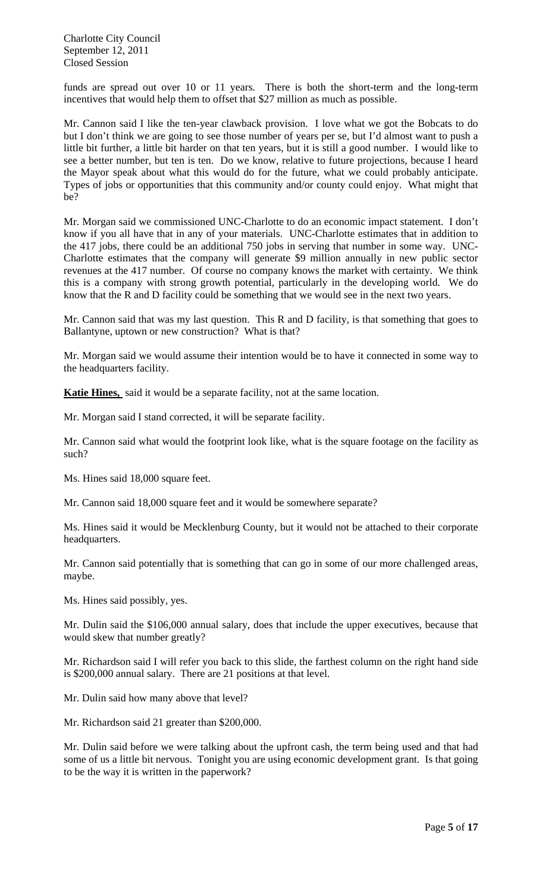funds are spread out over 10 or 11 years. There is both the short-term and the long-term incentives that would help them to offset that $27 million as much as possible.

Mr. Cannon said I like the ten-year clawback provision. I love what we got the Bobcats to do but I don't think we are going to see those number of years per se, but I'd almost want to push a little bit further, a little bit harder on that ten years, but it is still a good number. I would like to see a better number, but ten is ten. Do we know, relative to future projections, because I heard the Mayor speak about what this would do for the future, what we could probably anticipate. Types of jobs or opportunities that this community and/or county could enjoy. What might that be?

Mr. Morgan said we commissioned UNC-Charlotte to do an economic impact statement. I don't know if you all have that in any of your materials. UNC-Charlotte estimates that in addition to the 417 jobs, there could be an additional 750 jobs in serving that number in some way. UNC-Charlotte estimates that the company will generate $9 million annually in new public sector revenues at the 417 number. Of course no company knows the market with certainty. We think this is a company with strong growth potential, particularly in the developing world. We do know that the R and D facility could be something that we would see in the next two years.

Mr. Cannon said that was my last question. This R and D facility, is that something that goes to Ballantyne, uptown or new construction? What is that?

Mr. Morgan said we would assume their intention would be to have it connected in some way to the headquarters facility.

**Katie Hines,** said it would be a separate facility, not at the same location.

Mr. Morgan said I stand corrected, it will be separate facility.

Mr. Cannon said what would the footprint look like, what is the square footage on the facility as such?

Ms. Hines said 18,000 square feet.

Mr. Cannon said 18,000 square feet and it would be somewhere separate?

Ms. Hines said it would be Mecklenburg County, but it would not be attached to their corporate headquarters.

Mr. Cannon said potentially that is something that can go in some of our more challenged areas, maybe.

Ms. Hines said possibly, yes.

Mr. Dulin said the $106,000 annual salary, does that include the upper executives, because that would skew that number greatly?

Mr. Richardson said I will refer you back to this slide, the farthest column on the right hand side is $200,000 annual salary. There are 21 positions at that level.

Mr. Dulin said how many above that level?

Mr. Richardson said 21 greater than $200,000.

Mr. Dulin said before we were talking about the upfront cash, the term being used and that had some of us a little bit nervous. Tonight you are using economic development grant. Is that going to be the way it is written in the paperwork?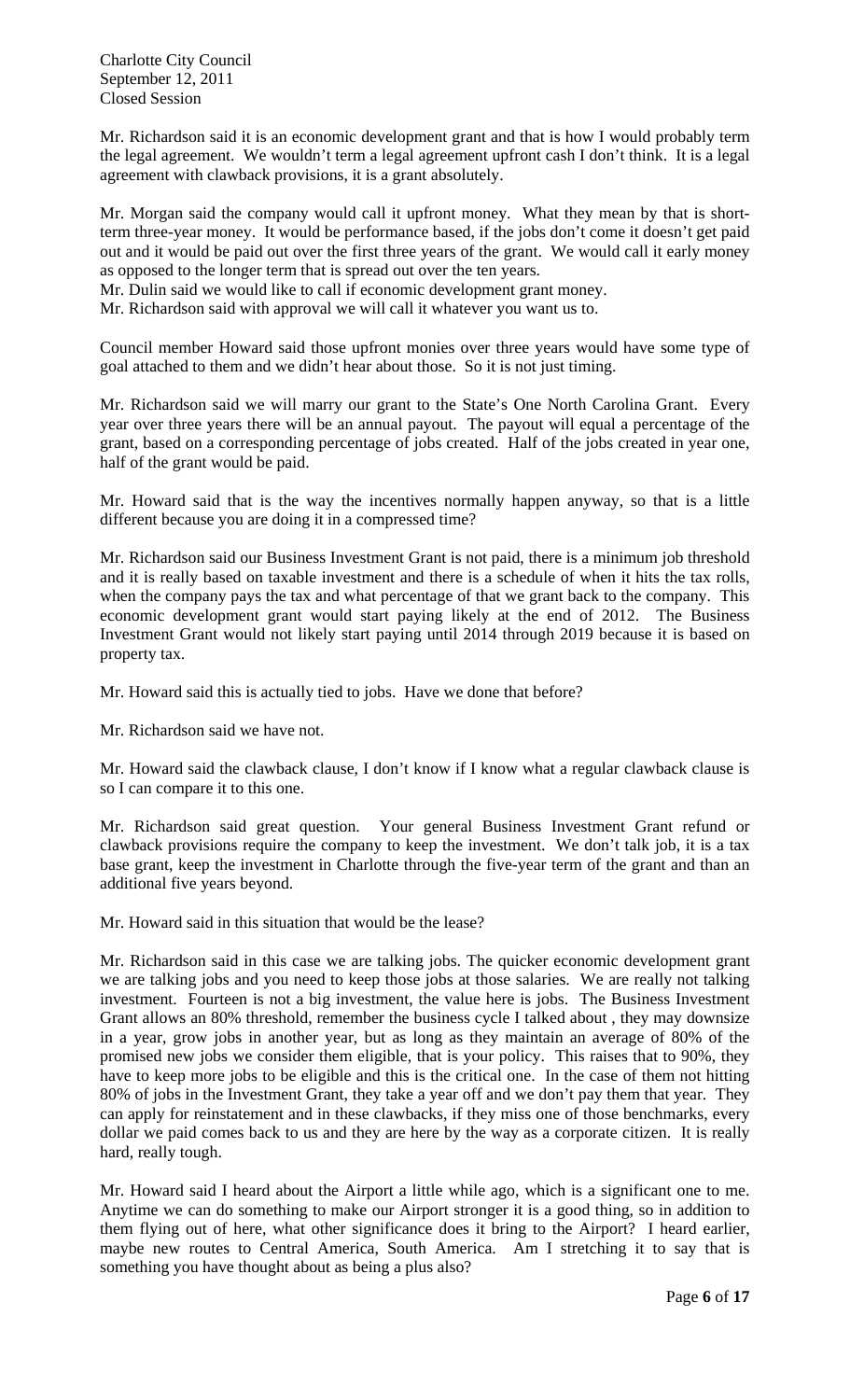Mr. Richardson said it is an economic development grant and that is how I would probably term the legal agreement. We wouldn't term a legal agreement upfront cash I don't think. It is a legal agreement with clawback provisions, it is a grant absolutely.

Mr. Morgan said the company would call it upfront money. What they mean by that is short-term three-year money. It would be performance based, if the jobs don't come it doesn't get paid out and it would be paid out over the first three years of the grant. We would call it early money as opposed to the longer term that is spread out over the ten years.

Mr. Dulin said we would like to call if economic development grant money.

Mr. Richardson said with approval we will call it whatever you want us to.

Council member Howard said those upfront monies over three years would have some type of goal attached to them and we didn't hear about those. So it is not just timing.

Mr. Richardson said we will marry our grant to the State's One North Carolina Grant. Every year over three years there will be an annual payout. The payout will equal a percentage of the grant, based on a corresponding percentage of jobs created. Half of the jobs created in year one, half of the grant would be paid.

Mr. Howard said that is the way the incentives normally happen anyway, so that is a little different because you are doing it in a compressed time?

Mr. Richardson said our Business Investment Grant is not paid, there is a minimum job threshold and it is really based on taxable investment and there is a schedule of when it hits the tax rolls, when the company pays the tax and what percentage of that we grant back to the company. This economic development grant would start paying likely at the end of 2012. The Business Investment Grant would not likely start paying until 2014 through 2019 because it is based on property tax.

Mr. Howard said this is actually tied to jobs. Have we done that before?

Mr. Richardson said we have not.

Mr. Howard said the clawback clause, I don't know if I know what a regular clawback clause is so I can compare it to this one.

Mr. Richardson said great question. Your general Business Investment Grant refund or clawback provisions require the company to keep the investment. We don't talk job, it is a tax base grant, keep the investment in Charlotte through the five-year term of the grant and than an additional five years beyond.

Mr. Howard said in this situation that would be the lease?

Mr. Richardson said in this case we are talking jobs. The quicker economic development grant we are talking jobs and you need to keep those jobs at those salaries. We are really not talking investment. Fourteen is not a big investment, the value here is jobs. The Business Investment Grant allows an 80% threshold, remember the business cycle I talked about , they may downsize in a year, grow jobs in another year, but as long as they maintain an average of 80% of the promised new jobs we consider them eligible, that is your policy. This raises that to 90%, they have to keep more jobs to be eligible and this is the critical one. In the case of them not hitting 80% of jobs in the Investment Grant, they take a year off and we don't pay them that year. They can apply for reinstatement and in these clawbacks, if they miss one of those benchmarks, every dollar we paid comes back to us and they are here by the way as a corporate citizen. It is really hard, really tough.

Mr. Howard said I heard about the Airport a little while ago, which is a significant one to me. Anytime we can do something to make our Airport stronger it is a good thing, so in addition to them flying out of here, what other significance does it bring to the Airport? I heard earlier, maybe new routes to Central America, South America. Am I stretching it to say that is something you have thought about as being a plus also?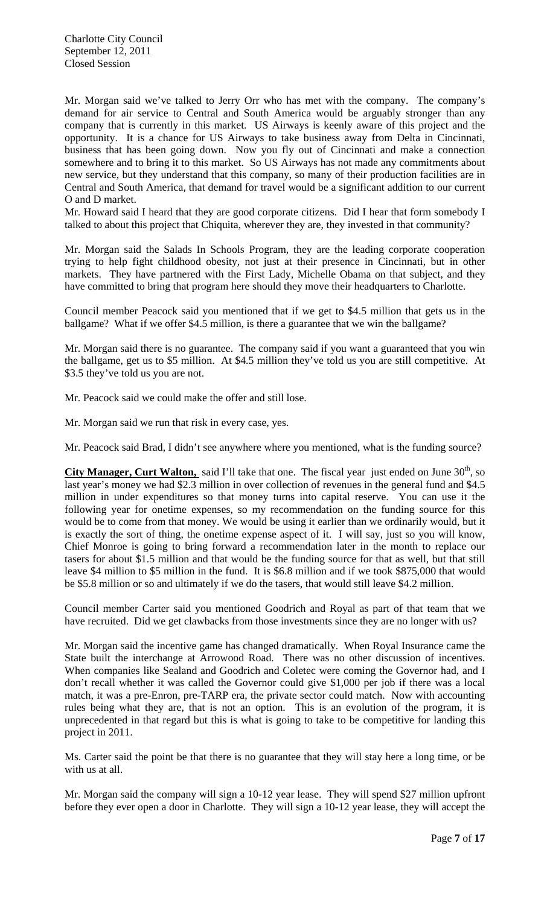Mr. Morgan said we've talked to Jerry Orr who has met with the company. The company's demand for air service to Central and South America would be arguably stronger than any company that is currently in this market. US Airways is keenly aware of this project and the opportunity. It is a chance for US Airways to take business away from Delta in Cincinnati, business that has been going down. Now you fly out of Cincinnati and make a connection somewhere and to bring it to this market. So US Airways has not made any commitments about new service, but they understand that this company, so many of their production facilities are in Central and South America, that demand for travel would be a significant addition to our current O and D market.

Mr. Howard said I heard that they are good corporate citizens. Did I hear that form somebody I talked to about this project that Chiquita, wherever they are, they invested in that community?

Mr. Morgan said the Salads In Schools Program, they are the leading corporate cooperation trying to help fight childhood obesity, not just at their presence in Cincinnati, but in other markets. They have partnered with the First Lady, Michelle Obama on that subject, and they have committed to bring that program here should they move their headquarters to Charlotte.

Council member Peacock said you mentioned that if we get to $4.5 million that gets us in the ballgame? What if we offer $4.5 million, is there a guarantee that we win the ballgame?

Mr. Morgan said there is no guarantee. The company said if you want a guaranteed that you win the ballgame, get us to $5 million. At $4.5 million they've told us you are still competitive. At $3.5 they've told us you are not.

Mr. Peacock said we could make the offer and still lose.

Mr. Morgan said we run that risk in every case, yes.

Mr. Peacock said Brad, I didn't see anywhere where you mentioned, what is the funding source?

**City Manager, Curt Walton,** said I'll take that one. The fiscal year just ended on June 30th, so last year's money we had $2.3 million in over collection of revenues in the general fund and $4.5 million in under expenditures so that money turns into capital reserve. You can use it the following year for onetime expenses, so my recommendation on the funding source for this would be to come from that money. We would be using it earlier than we ordinarily would, but it is exactly the sort of thing, the onetime expense aspect of it. I will say, just so you will know, Chief Monroe is going to bring forward a recommendation later in the month to replace our tasers for about $1.5 million and that would be the funding source for that as well, but that still leave $4 million to $5 million in the fund. It is $6.8 million and if we took $875,000 that would be $5.8 million or so and ultimately if we do the tasers, that would still leave $4.2 million.

Council member Carter said you mentioned Goodrich and Royal as part of that team that we have recruited. Did we get clawbacks from those investments since they are no longer with us?

Mr. Morgan said the incentive game has changed dramatically. When Royal Insurance came the State built the interchange at Arrowood Road. There was no other discussion of incentives. When companies like Sealand and Goodrich and Coletec were coming the Governor had, and I don't recall whether it was called the Governor could give $1,000 per job if there was a local match, it was a pre-Enron, pre-TARP era, the private sector could match. Now with accounting rules being what they are, that is not an option. This is an evolution of the program, it is unprecedented in that regard but this is what is going to take to be competitive for landing this project in 2011.

Ms. Carter said the point be that there is no guarantee that they will stay here a long time, or be with us at all.

Mr. Morgan said the company will sign a 10-12 year lease. They will spend $27 million upfront before they ever open a door in Charlotte. They will sign a 10-12 year lease, they will accept the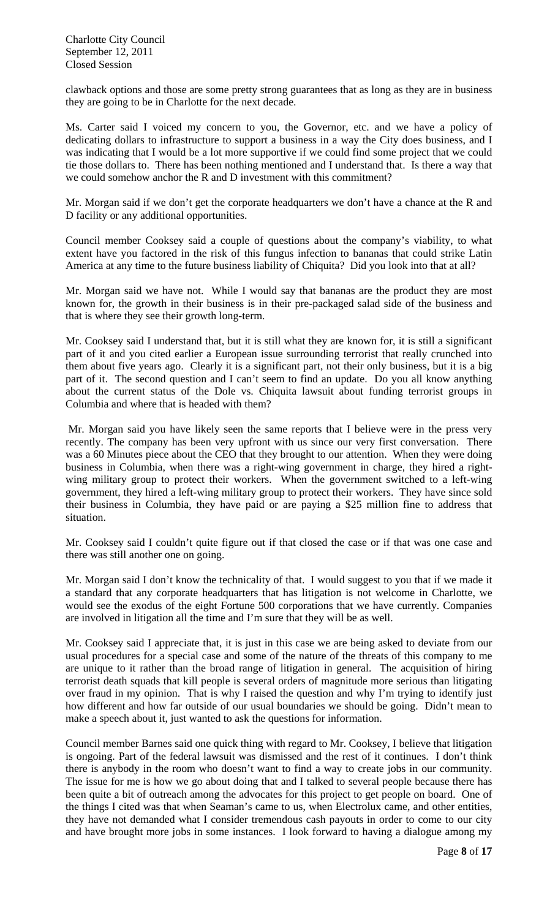clawback options and those are some pretty strong guarantees that as long as they are in business they are going to be in Charlotte for the next decade.

Ms. Carter said I voiced my concern to you, the Governor, etc. and we have a policy of dedicating dollars to infrastructure to support a business in a way the City does business, and I was indicating that I would be a lot more supportive if we could find some project that we could tie those dollars to. There has been nothing mentioned and I understand that. Is there a way that we could somehow anchor the R and D investment with this commitment?

Mr. Morgan said if we don't get the corporate headquarters we don't have a chance at the R and D facility or any additional opportunities.

Council member Cooksey said a couple of questions about the company's viability, to what extent have you factored in the risk of this fungus infection to bananas that could strike Latin America at any time to the future business liability of Chiquita? Did you look into that at all?

Mr. Morgan said we have not. While I would say that bananas are the product they are most known for, the growth in their business is in their pre-packaged salad side of the business and that is where they see their growth long-term.

Mr. Cooksey said I understand that, but it is still what they are known for, it is still a significant part of it and you cited earlier a European issue surrounding terrorist that really crunched into them about five years ago. Clearly it is a significant part, not their only business, but it is a big part of it. The second question and I can't seem to find an update. Do you all know anything about the current status of the Dole vs. Chiquita lawsuit about funding terrorist groups in Columbia and where that is headed with them?

Mr. Morgan said you have likely seen the same reports that I believe were in the press very recently. The company has been very upfront with us since our very first conversation. There was a 60 Minutes piece about the CEO that they brought to our attention. When they were doing business in Columbia, when there was a right-wing government in charge, they hired a right-wing military group to protect their workers. When the government switched to a left-wing government, they hired a left-wing military group to protect their workers. They have since sold their business in Columbia, they have paid or are paying a $25 million fine to address that situation.

Mr. Cooksey said I couldn't quite figure out if that closed the case or if that was one case and there was still another one on going.

Mr. Morgan said I don't know the technicality of that. I would suggest to you that if we made it a standard that any corporate headquarters that has litigation is not welcome in Charlotte, we would see the exodus of the eight Fortune 500 corporations that we have currently. Companies are involved in litigation all the time and I'm sure that they will be as well.

Mr. Cooksey said I appreciate that, it is just in this case we are being asked to deviate from our usual procedures for a special case and some of the nature of the threats of this company to me are unique to it rather than the broad range of litigation in general. The acquisition of hiring terrorist death squads that kill people is several orders of magnitude more serious than litigating over fraud in my opinion. That is why I raised the question and why I'm trying to identify just how different and how far outside of our usual boundaries we should be going. Didn't mean to make a speech about it, just wanted to ask the questions for information.

Council member Barnes said one quick thing with regard to Mr. Cooksey, I believe that litigation is ongoing. Part of the federal lawsuit was dismissed and the rest of it continues. I don't think there is anybody in the room who doesn't want to find a way to create jobs in our community. The issue for me is how we go about doing that and I talked to several people because there has been quite a bit of outreach among the advocates for this project to get people on board. One of the things I cited was that when Seaman's came to us, when Electrolux came, and other entities, they have not demanded what I consider tremendous cash payouts in order to come to our city and have brought more jobs in some instances. I look forward to having a dialogue among my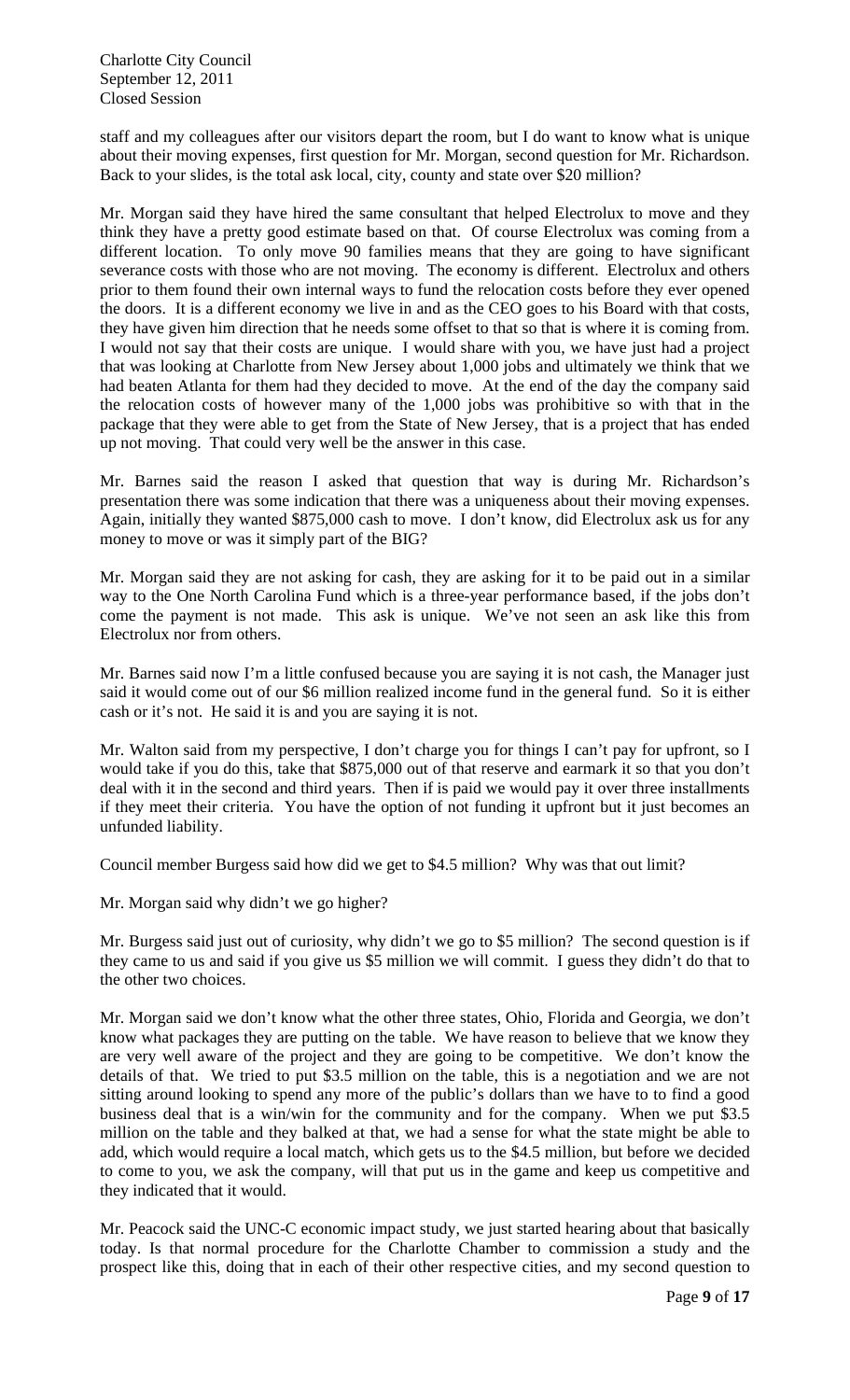staff and my colleagues after our visitors depart the room, but I do want to know what is unique about their moving expenses, first question for Mr. Morgan, second question for Mr. Richardson. Back to your slides, is the total ask local, city, county and state over $20 million?

Mr. Morgan said they have hired the same consultant that helped Electrolux to move and they think they have a pretty good estimate based on that. Of course Electrolux was coming from a different location. To only move 90 families means that they are going to have significant severance costs with those who are not moving. The economy is different. Electrolux and others prior to them found their own internal ways to fund the relocation costs before they ever opened the doors. It is a different economy we live in and as the CEO goes to his Board with that costs, they have given him direction that he needs some offset to that so that is where it is coming from. I would not say that their costs are unique. I would share with you, we have just had a project that was looking at Charlotte from New Jersey about 1,000 jobs and ultimately we think that we had beaten Atlanta for them had they decided to move. At the end of the day the company said the relocation costs of however many of the 1,000 jobs was prohibitive so with that in the package that they were able to get from the State of New Jersey, that is a project that has ended up not moving. That could very well be the answer in this case.

Mr. Barnes said the reason I asked that question that way is during Mr. Richardson's presentation there was some indication that there was a uniqueness about their moving expenses. Again, initially they wanted $875,000 cash to move. I don't know, did Electrolux ask us for any money to move or was it simply part of the BIG?

Mr. Morgan said they are not asking for cash, they are asking for it to be paid out in a similar way to the One North Carolina Fund which is a three-year performance based, if the jobs don't come the payment is not made. This ask is unique. We've not seen an ask like this from Electrolux nor from others.

Mr. Barnes said now I'm a little confused because you are saying it is not cash, the Manager just said it would come out of our $6 million realized income fund in the general fund. So it is either cash or it's not. He said it is and you are saying it is not.

Mr. Walton said from my perspective, I don't charge you for things I can't pay for upfront, so I would take if you do this, take that $875,000 out of that reserve and earmark it so that you don't deal with it in the second and third years. Then if is paid we would pay it over three installments if they meet their criteria. You have the option of not funding it upfront but it just becomes an unfunded liability.

Council member Burgess said how did we get to $4.5 million? Why was that out limit?

Mr. Morgan said why didn't we go higher?

Mr. Burgess said just out of curiosity, why didn't we go to $5 million? The second question is if they came to us and said if you give us $5 million we will commit. I guess they didn't do that to the other two choices.

Mr. Morgan said we don't know what the other three states, Ohio, Florida and Georgia, we don't know what packages they are putting on the table. We have reason to believe that we know they are very well aware of the project and they are going to be competitive. We don't know the details of that. We tried to put $3.5 million on the table, this is a negotiation and we are not sitting around looking to spend any more of the public's dollars than we have to to find a good business deal that is a win/win for the community and for the company. When we put $3.5 million on the table and they balked at that, we had a sense for what the state might be able to add, which would require a local match, which gets us to the $4.5 million, but before we decided to come to you, we ask the company, will that put us in the game and keep us competitive and they indicated that it would.

Mr. Peacock said the UNC-C economic impact study, we just started hearing about that basically today. Is that normal procedure for the Charlotte Chamber to commission a study and the prospect like this, doing that in each of their other respective cities, and my second question to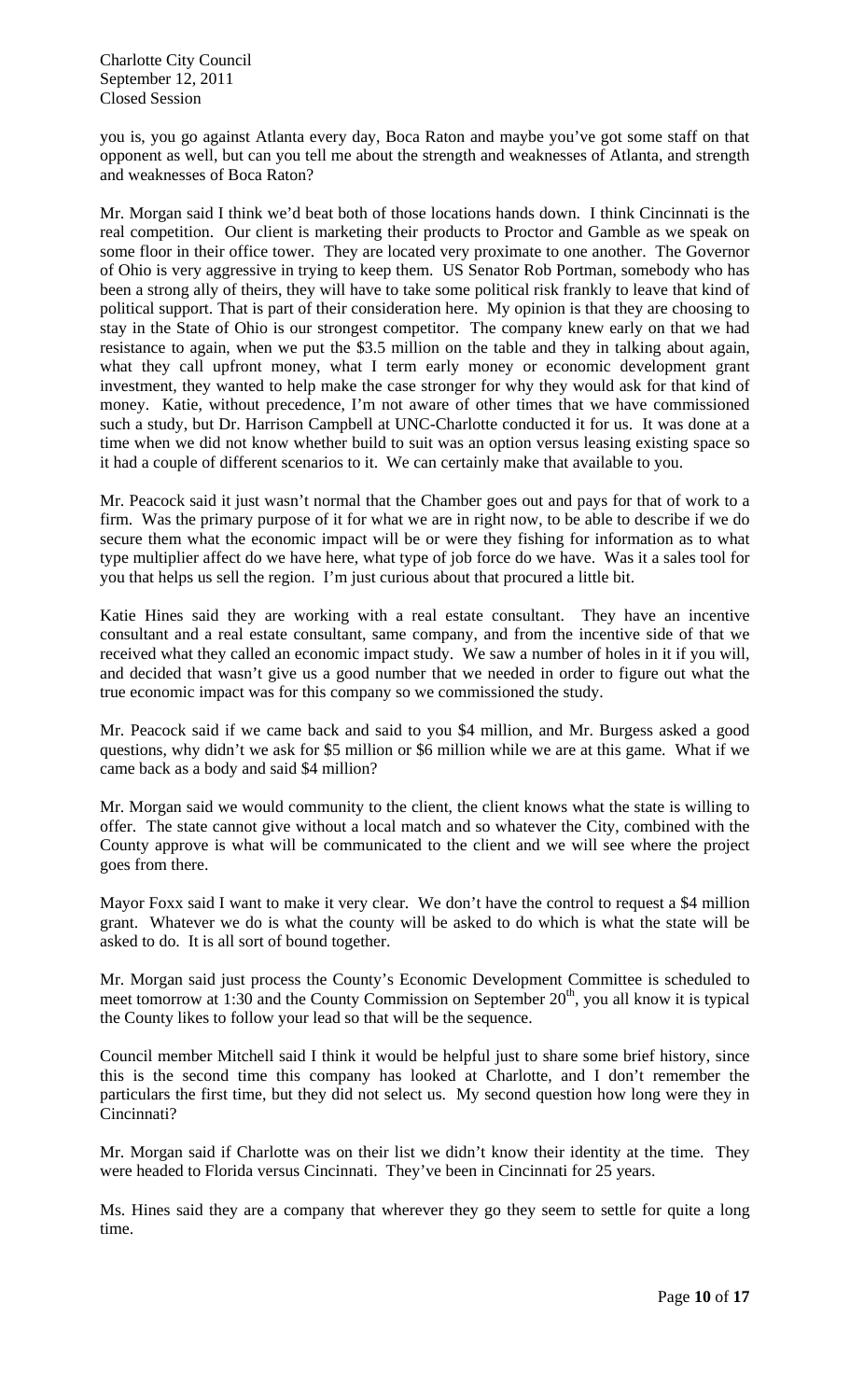you is, you go against Atlanta every day, Boca Raton and maybe you've got some staff on that opponent as well, but can you tell me about the strength and weaknesses of Atlanta, and strength and weaknesses of Boca Raton?

Mr. Morgan said I think we'd beat both of those locations hands down. I think Cincinnati is the real competition. Our client is marketing their products to Proctor and Gamble as we speak on some floor in their office tower. They are located very proximate to one another. The Governor of Ohio is very aggressive in trying to keep them. US Senator Rob Portman, somebody who has been a strong ally of theirs, they will have to take some political risk frankly to leave that kind of political support. That is part of their consideration here. My opinion is that they are choosing to stay in the State of Ohio is our strongest competitor. The company knew early on that we had resistance to again, when we put the $3.5 million on the table and they in talking about again, what they call upfront money, what I term early money or economic development grant investment, they wanted to help make the case stronger for why they would ask for that kind of money. Katie, without precedence, I'm not aware of other times that we have commissioned such a study, but Dr. Harrison Campbell at UNC-Charlotte conducted it for us. It was done at a time when we did not know whether build to suit was an option versus leasing existing space so it had a couple of different scenarios to it. We can certainly make that available to you.

Mr. Peacock said it just wasn't normal that the Chamber goes out and pays for that of work to a firm. Was the primary purpose of it for what we are in right now, to be able to describe if we do secure them what the economic impact will be or were they fishing for information as to what type multiplier affect do we have here, what type of job force do we have. Was it a sales tool for you that helps us sell the region. I'm just curious about that procured a little bit.

Katie Hines said they are working with a real estate consultant. They have an incentive consultant and a real estate consultant, same company, and from the incentive side of that we received what they called an economic impact study. We saw a number of holes in it if you will, and decided that wasn't give us a good number that we needed in order to figure out what the true economic impact was for this company so we commissioned the study.

Mr. Peacock said if we came back and said to you $4 million, and Mr. Burgess asked a good questions, why didn't we ask for $5 million or $6 million while we are at this game. What if we came back as a body and said $4 million?

Mr. Morgan said we would community to the client, the client knows what the state is willing to offer. The state cannot give without a local match and so whatever the City, combined with the County approve is what will be communicated to the client and we will see where the project goes from there.

Mayor Foxx said I want to make it very clear. We don't have the control to request a $4 million grant. Whatever we do is what the county will be asked to do which is what the state will be asked to do. It is all sort of bound together.

Mr. Morgan said just process the County's Economic Development Committee is scheduled to meet tomorrow at 1:30 and the County Commission on September 20th, you all know it is typical the County likes to follow your lead so that will be the sequence.

Council member Mitchell said I think it would be helpful just to share some brief history, since this is the second time this company has looked at Charlotte, and I don't remember the particulars the first time, but they did not select us. My second question how long were they in Cincinnati?

Mr. Morgan said if Charlotte was on their list we didn't know their identity at the time. They were headed to Florida versus Cincinnati. They've been in Cincinnati for 25 years.

Ms. Hines said they are a company that wherever they go they seem to settle for quite a long time.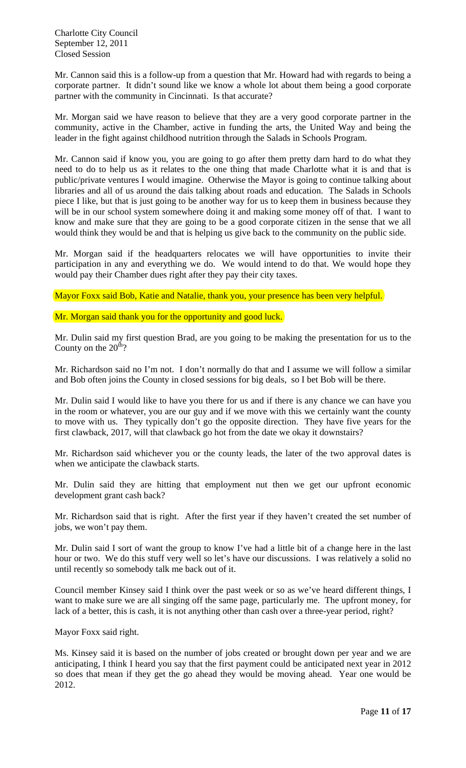Mr. Cannon said this is a follow-up from a question that Mr. Howard had with regards to being a corporate partner. It didn't sound like we know a whole lot about them being a good corporate partner with the community in Cincinnati. Is that accurate?

Mr. Morgan said we have reason to believe that they are a very good corporate partner in the community, active in the Chamber, active in funding the arts, the United Way and being the leader in the fight against childhood nutrition through the Salads in Schools Program.

Mr. Cannon said if know you, you are going to go after them pretty darn hard to do what they need to do to help us as it relates to the one thing that made Charlotte what it is and that is public/private ventures I would imagine. Otherwise the Mayor is going to continue talking about libraries and all of us around the dais talking about roads and education. The Salads in Schools piece I like, but that is just going to be another way for us to keep them in business because they will be in our school system somewhere doing it and making some money off of that. I want to know and make sure that they are going to be a good corporate citizen in the sense that we all would think they would be and that is helping us give back to the community on the public side.

Mr. Morgan said if the headquarters relocates we will have opportunities to invite their participation in any and everything we do. We would intend to do that. We would hope they would pay their Chamber dues right after they pay their city taxes.

Mayor Foxx said Bob, Katie and Natalie, thank you, your presence has been very helpful.

Mr. Morgan said thank you for the opportunity and good luck.

Mr. Dulin said my first question Brad, are you going to be making the presentation for us to the County on the 20[th]?

Mr. Richardson said no I'm not. I don't normally do that and I assume we will follow a similar and Bob often joins the County in closed sessions for big deals, so I bet Bob will be there.

Mr. Dulin said I would like to have you there for us and if there is any chance we can have you in the room or whatever, you are our guy and if we move with this we certainly want the county to move with us. They typically don't go the opposite direction. They have five years for the first clawback, 2017, will that clawback go hot from the date we okay it downstairs?

Mr. Richardson said whichever you or the county leads, the later of the two approval dates is when we anticipate the clawback starts.

Mr. Dulin said they are hitting that employment nut then we get our upfront economic development grant cash back?

Mr. Richardson said that is right. After the first year if they haven't created the set number of jobs, we won't pay them.

Mr. Dulin said I sort of want the group to know I've had a little bit of a change here in the last hour or two. We do this stuff very well so let's have our discussions. I was relatively a solid no until recently so somebody talk me back out of it.

Council member Kinsey said I think over the past week or so as we've heard different things, I want to make sure we are all singing off the same page, particularly me. The upfront money, for lack of a better, this is cash, it is not anything other than cash over a three-year period, right?

Mayor Foxx said right.

Ms. Kinsey said it is based on the number of jobs created or brought down per year and we are anticipating, I think I heard you say that the first payment could be anticipated next year in 2012 so does that mean if they get the go ahead they would be moving ahead. Year one would be 2012.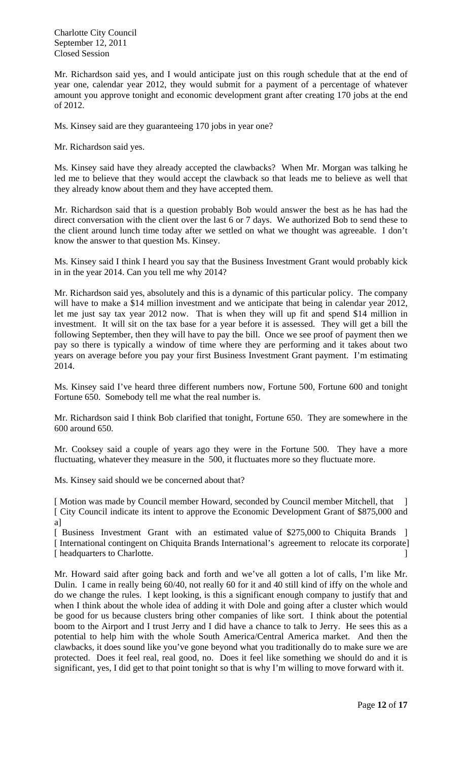Mr. Richardson said yes, and I would anticipate just on this rough schedule that at the end of year one, calendar year 2012, they would submit for a payment of a percentage of whatever amount you approve tonight and economic development grant after creating 170 jobs at the end of 2012.

Ms. Kinsey said are they guaranteeing 170 jobs in year one?

Mr. Richardson said yes.

Ms. Kinsey said have they already accepted the clawbacks? When Mr. Morgan was talking he led me to believe that they would accept the clawback so that leads me to believe as well that they already know about them and they have accepted them.

Mr. Richardson said that is a question probably Bob would answer the best as he has had the direct conversation with the client over the last 6 or 7 days. We authorized Bob to send these to the client around lunch time today after we settled on what we thought was agreeable. I don't know the answer to that question Ms. Kinsey.

Ms. Kinsey said I think I heard you say that the Business Investment Grant would probably kick in in the year 2014. Can you tell me why 2014?

Mr. Richardson said yes, absolutely and this is a dynamic of this particular policy. The company will have to make a $14 million investment and we anticipate that being in calendar year 2012, let me just say tax year 2012 now. That is when they will up fit and spend $14 million in investment. It will sit on the tax base for a year before it is assessed. They will get a bill the following September, then they will have to pay the bill. Once we see proof of payment then we pay so there is typically a window of time where they are performing and it takes about two years on average before you pay your first Business Investment Grant payment. I'm estimating 2014.

Ms. Kinsey said I've heard three different numbers now, Fortune 500, Fortune 600 and tonight Fortune 650. Somebody tell me what the real number is.

Mr. Richardson said I think Bob clarified that tonight, Fortune 650. They are somewhere in the 600 around 650.

Mr. Cooksey said a couple of years ago they were in the Fortune 500. They have a more fluctuating, whatever they measure in the 500, it fluctuates more so they fluctuate more.

Ms. Kinsey said should we be concerned about that?

[ Motion was made by Council member Howard, seconded by Council member Mitchell, that ]
[ City Council indicate its intent to approve the Economic Development Grant of $875,000 and a]
[ Business Investment Grant with an estimated value of $275,000 to Chiquita Brands ]
[ International contingent on Chiquita Brands International's agreement to relocate its corporate]
[ headquarters to Charlotte. ]

Mr. Howard said after going back and forth and we've all gotten a lot of calls, I'm like Mr. Dulin. I came in really being 60/40, not really 60 for it and 40 still kind of iffy on the whole and do we change the rules. I kept looking, is this a significant enough company to justify that and when I think about the whole idea of adding it with Dole and going after a cluster which would be good for us because clusters bring other companies of like sort. I think about the potential boom to the Airport and I trust Jerry and I did have a chance to talk to Jerry. He sees this as a potential to help him with the whole South America/Central America market. And then the clawbacks, it does sound like you've gone beyond what you traditionally do to make sure we are protected. Does it feel real, real good, no. Does it feel like something we should do and it is significant, yes, I did get to that point tonight so that is why I'm willing to move forward with it.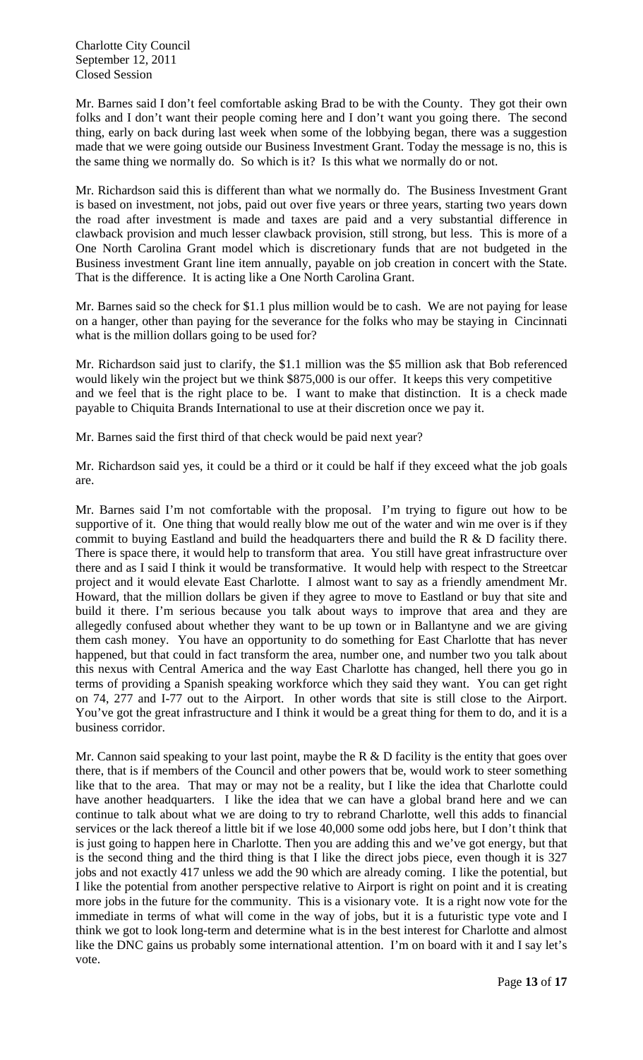Mr. Barnes said I don't feel comfortable asking Brad to be with the County. They got their own folks and I don't want their people coming here and I don't want you going there. The second thing, early on back during last week when some of the lobbying began, there was a suggestion made that we were going outside our Business Investment Grant. Today the message is no, this is the same thing we normally do. So which is it? Is this what we normally do or not.

Mr. Richardson said this is different than what we normally do. The Business Investment Grant is based on investment, not jobs, paid out over five years or three years, starting two years down the road after investment is made and taxes are paid and a very substantial difference in clawback provision and much lesser clawback provision, still strong, but less. This is more of a One North Carolina Grant model which is discretionary funds that are not budgeted in the Business investment Grant line item annually, payable on job creation in concert with the State. That is the difference. It is acting like a One North Carolina Grant.

Mr. Barnes said so the check for $1.1 plus million would be to cash. We are not paying for lease on a hanger, other than paying for the severance for the folks who may be staying in Cincinnati what is the million dollars going to be used for?

Mr. Richardson said just to clarify, the $1.1 million was the $5 million ask that Bob referenced would likely win the project but we think $875,000 is our offer. It keeps this very competitive and we feel that is the right place to be. I want to make that distinction. It is a check made payable to Chiquita Brands International to use at their discretion once we pay it.

Mr. Barnes said the first third of that check would be paid next year?

Mr. Richardson said yes, it could be a third or it could be half if they exceed what the job goals are.

Mr. Barnes said I'm not comfortable with the proposal. I'm trying to figure out how to be supportive of it. One thing that would really blow me out of the water and win me over is if they commit to buying Eastland and build the headquarters there and build the R & D facility there. There is space there, it would help to transform that area. You still have great infrastructure over there and as I said I think it would be transformative. It would help with respect to the Streetcar project and it would elevate East Charlotte. I almost want to say as a friendly amendment Mr. Howard, that the million dollars be given if they agree to move to Eastland or buy that site and build it there. I'm serious because you talk about ways to improve that area and they are allegedly confused about whether they want to be up town or in Ballantyne and we are giving them cash money. You have an opportunity to do something for East Charlotte that has never happened, but that could in fact transform the area, number one, and number two you talk about this nexus with Central America and the way East Charlotte has changed, hell there you go in terms of providing a Spanish speaking workforce which they said they want. You can get right on 74, 277 and I-77 out to the Airport. In other words that site is still close to the Airport. You've got the great infrastructure and I think it would be a great thing for them to do, and it is a business corridor.

Mr. Cannon said speaking to your last point, maybe the R & D facility is the entity that goes over there, that is if members of the Council and other powers that be, would work to steer something like that to the area. That may or may not be a reality, but I like the idea that Charlotte could have another headquarters. I like the idea that we can have a global brand here and we can continue to talk about what we are doing to try to rebrand Charlotte, well this adds to financial services or the lack thereof a little bit if we lose 40,000 some odd jobs here, but I don't think that is just going to happen here in Charlotte. Then you are adding this and we've got energy, but that is the second thing and the third thing is that I like the direct jobs piece, even though it is 327 jobs and not exactly 417 unless we add the 90 which are already coming. I like the potential, but I like the potential from another perspective relative to Airport is right on point and it is creating more jobs in the future for the community. This is a visionary vote. It is a right now vote for the immediate in terms of what will come in the way of jobs, but it is a futuristic type vote and I think we got to look long-term and determine what is in the best interest for Charlotte and almost like the DNC gains us probably some international attention. I'm on board with it and I say let's vote.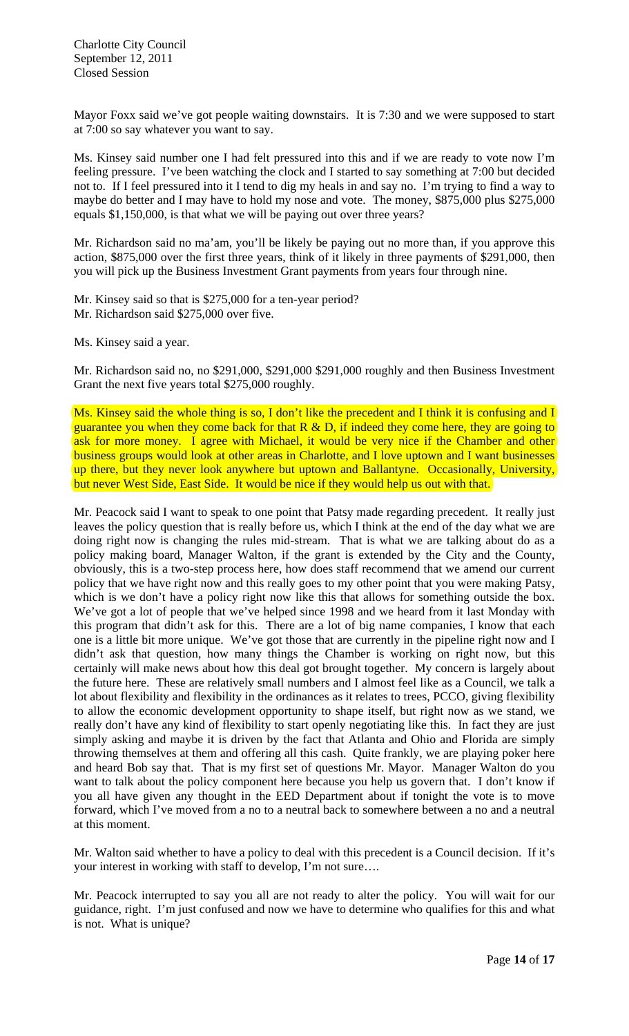Mayor Foxx said we've got people waiting downstairs. It is 7:30 and we were supposed to start at 7:00 so say whatever you want to say.

Ms. Kinsey said number one I had felt pressured into this and if we are ready to vote now I'm feeling pressure. I've been watching the clock and I started to say something at 7:00 but decided not to. If I feel pressured into it I tend to dig my heals in and say no. I'm trying to find a way to maybe do better and I may have to hold my nose and vote. The money, $875,000 plus $275,000 equals $1,150,000, is that what we will be paying out over three years?

Mr. Richardson said no ma'am, you'll be likely be paying out no more than, if you approve this action, $875,000 over the first three years, think of it likely in three payments of $291,000, then you will pick up the Business Investment Grant payments from years four through nine.

Mr. Kinsey said so that is $275,000 for a ten-year period?
Mr. Richardson said $275,000 over five.

Ms. Kinsey said a year.

Mr. Richardson said no, no $291,000, $291,000 $291,000 roughly and then Business Investment Grant the next five years total $275,000 roughly.

Ms. Kinsey said the whole thing is so, I don't like the precedent and I think it is confusing and I guarantee you when they come back for that R & D, if indeed they come here, they are going to ask for more money. I agree with Michael, it would be very nice if the Chamber and other business groups would look at other areas in Charlotte, and I love uptown and I want businesses up there, but they never look anywhere but uptown and Ballantyne. Occasionally, University, but never West Side, East Side. It would be nice if they would help us out with that.

Mr. Peacock said I want to speak to one point that Patsy made regarding precedent. It really just leaves the policy question that is really before us, which I think at the end of the day what we are doing right now is changing the rules mid-stream. That is what we are talking about do as a policy making board, Manager Walton, if the grant is extended by the City and the County, obviously, this is a two-step process here, how does staff recommend that we amend our current policy that we have right now and this really goes to my other point that you were making Patsy, which is we don't have a policy right now like this that allows for something outside the box. We've got a lot of people that we've helped since 1998 and we heard from it last Monday with this program that didn't ask for this. There are a lot of big name companies, I know that each one is a little bit more unique. We've got those that are currently in the pipeline right now and I didn't ask that question, how many things the Chamber is working on right now, but this certainly will make news about how this deal got brought together. My concern is largely about the future here. These are relatively small numbers and I almost feel like as a Council, we talk a lot about flexibility and flexibility in the ordinances as it relates to trees, PCCO, giving flexibility to allow the economic development opportunity to shape itself, but right now as we stand, we really don't have any kind of flexibility to start openly negotiating like this. In fact they are just simply asking and maybe it is driven by the fact that Atlanta and Ohio and Florida are simply throwing themselves at them and offering all this cash. Quite frankly, we are playing poker here and heard Bob say that. That is my first set of questions Mr. Mayor. Manager Walton do you want to talk about the policy component here because you help us govern that. I don't know if you all have given any thought in the EED Department about if tonight the vote is to move forward, which I've moved from a no to a neutral back to somewhere between a no and a neutral at this moment.

Mr. Walton said whether to have a policy to deal with this precedent is a Council decision. If it's your interest in working with staff to develop, I'm not sure….

Mr. Peacock interrupted to say you all are not ready to alter the policy. You will wait for our guidance, right. I'm just confused and now we have to determine who qualifies for this and what is not. What is unique?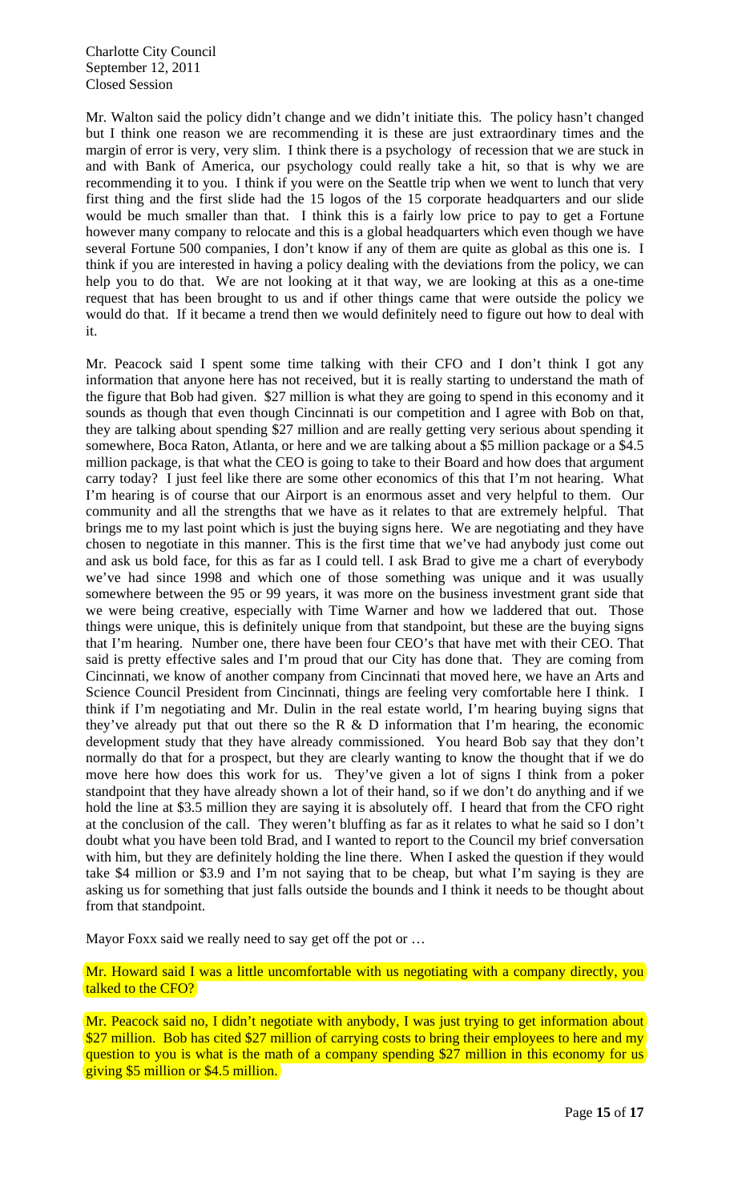Charlotte City Council
September 12, 2011
Closed Session

Mr. Walton said the policy didn't change and we didn't initiate this. The policy hasn't changed but I think one reason we are recommending it is these are just extraordinary times and the margin of error is very, very slim. I think there is a psychology of recession that we are stuck in and with Bank of America, our psychology could really take a hit, so that is why we are recommending it to you. I think if you were on the Seattle trip when we went to lunch that very first thing and the first slide had the 15 logos of the 15 corporate headquarters and our slide would be much smaller than that. I think this is a fairly low price to pay to get a Fortune however many company to relocate and this is a global headquarters which even though we have several Fortune 500 companies, I don't know if any of them are quite as global as this one is. I think if you are interested in having a policy dealing with the deviations from the policy, we can help you to do that. We are not looking at it that way, we are looking at this as a one-time request that has been brought to us and if other things came that were outside the policy we would do that. If it became a trend then we would definitely need to figure out how to deal with it.

Mr. Peacock said I spent some time talking with their CFO and I don't think I got any information that anyone here has not received, but it is really starting to understand the math of the figure that Bob had given. $27 million is what they are going to spend in this economy and it sounds as though that even though Cincinnati is our competition and I agree with Bob on that, they are talking about spending $27 million and are really getting very serious about spending it somewhere, Boca Raton, Atlanta, or here and we are talking about a $5 million package or a $4.5 million package, is that what the CEO is going to take to their Board and how does that argument carry today? I just feel like there are some other economics of this that I'm not hearing. What I'm hearing is of course that our Airport is an enormous asset and very helpful to them. Our community and all the strengths that we have as it relates to that are extremely helpful. That brings me to my last point which is just the buying signs here. We are negotiating and they have chosen to negotiate in this manner. This is the first time that we've had anybody just come out and ask us bold face, for this as far as I could tell. I ask Brad to give me a chart of everybody we've had since 1998 and which one of those something was unique and it was usually somewhere between the 95 or 99 years, it was more on the business investment grant side that we were being creative, especially with Time Warner and how we laddered that out. Those things were unique, this is definitely unique from that standpoint, but these are the buying signs that I'm hearing. Number one, there have been four CEO's that have met with their CEO. That said is pretty effective sales and I'm proud that our City has done that. They are coming from Cincinnati, we know of another company from Cincinnati that moved here, we have an Arts and Science Council President from Cincinnati, things are feeling very comfortable here I think. I think if I'm negotiating and Mr. Dulin in the real estate world, I'm hearing buying signs that they've already put that out there so the R & D information that I'm hearing, the economic development study that they have already commissioned. You heard Bob say that they don't normally do that for a prospect, but they are clearly wanting to know the thought that if we do move here how does this work for us. They've given a lot of signs I think from a poker standpoint that they have already shown a lot of their hand, so if we don't do anything and if we hold the line at $3.5 million they are saying it is absolutely off. I heard that from the CFO right at the conclusion of the call. They weren't bluffing as far as it relates to what he said so I don't doubt what you have been told Brad, and I wanted to report to the Council my brief conversation with him, but they are definitely holding the line there. When I asked the question if they would take $4 million or $3.9 and I'm not saying that to be cheap, but what I'm saying is they are asking us for something that just falls outside the bounds and I think it needs to be thought about from that standpoint.

Mayor Foxx said we really need to say get off the pot or …

Mr. Howard said I was a little uncomfortable with us negotiating with a company directly, you talked to the CFO?

Mr. Peacock said no, I didn't negotiate with anybody, I was just trying to get information about $27 million. Bob has cited $27 million of carrying costs to bring their employees to here and my question to you is what is the math of a company spending $27 million in this economy for us giving $5 million or $4.5 million.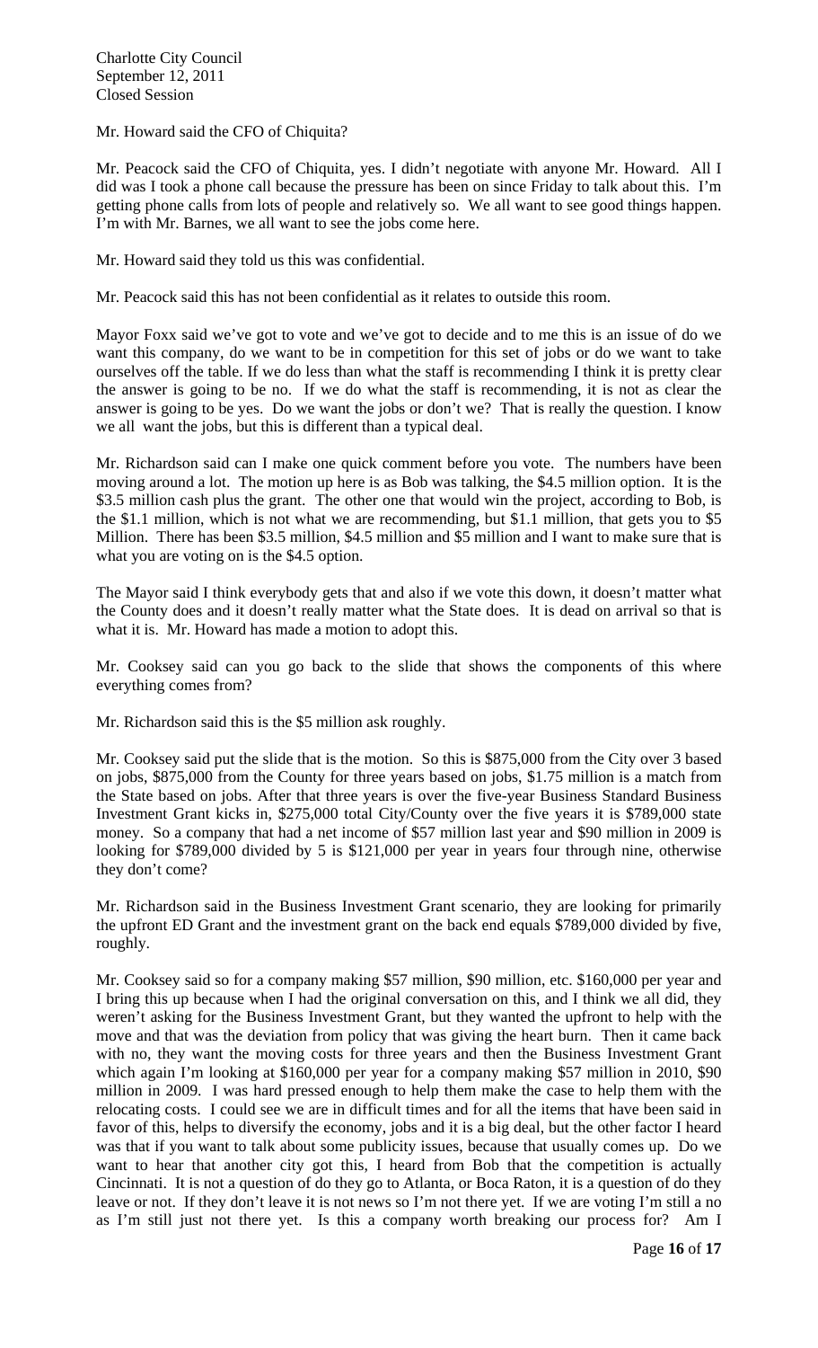Mr. Howard said the CFO of Chiquita?

Mr. Peacock said the CFO of Chiquita, yes. I didn't negotiate with anyone Mr. Howard. All I did was I took a phone call because the pressure has been on since Friday to talk about this. I'm getting phone calls from lots of people and relatively so. We all want to see good things happen. I'm with Mr. Barnes, we all want to see the jobs come here.

Mr. Howard said they told us this was confidential.

Mr. Peacock said this has not been confidential as it relates to outside this room.

Mayor Foxx said we've got to vote and we've got to decide and to me this is an issue of do we want this company, do we want to be in competition for this set of jobs or do we want to take ourselves off the table. If we do less than what the staff is recommending I think it is pretty clear the answer is going to be no. If we do what the staff is recommending, it is not as clear the answer is going to be yes. Do we want the jobs or don't we? That is really the question. I know we all want the jobs, but this is different than a typical deal.

Mr. Richardson said can I make one quick comment before you vote. The numbers have been moving around a lot. The motion up here is as Bob was talking, the $4.5 million option. It is the $3.5 million cash plus the grant. The other one that would win the project, according to Bob, is the $1.1 million, which is not what we are recommending, but $1.1 million, that gets you to $5 Million. There has been $3.5 million, $4.5 million and $5 million and I want to make sure that is what you are voting on is the $4.5 option.

The Mayor said I think everybody gets that and also if we vote this down, it doesn't matter what the County does and it doesn't really matter what the State does. It is dead on arrival so that is what it is. Mr. Howard has made a motion to adopt this.

Mr. Cooksey said can you go back to the slide that shows the components of this where everything comes from?

Mr. Richardson said this is the $5 million ask roughly.

Mr. Cooksey said put the slide that is the motion. So this is $875,000 from the City over 3 based on jobs, $875,000 from the County for three years based on jobs, $1.75 million is a match from the State based on jobs. After that three years is over the five-year Business Standard Business Investment Grant kicks in, $275,000 total City/County over the five years it is $789,000 state money. So a company that had a net income of $57 million last year and $90 million in 2009 is looking for $789,000 divided by 5 is $121,000 per year in years four through nine, otherwise they don't come?

Mr. Richardson said in the Business Investment Grant scenario, they are looking for primarily the upfront ED Grant and the investment grant on the back end equals $789,000 divided by five, roughly.

Mr. Cooksey said so for a company making $57 million, $90 million, etc. $160,000 per year and I bring this up because when I had the original conversation on this, and I think we all did, they weren't asking for the Business Investment Grant, but they wanted the upfront to help with the move and that was the deviation from policy that was giving the heart burn. Then it came back with no, they want the moving costs for three years and then the Business Investment Grant which again I'm looking at $160,000 per year for a company making $57 million in 2010, $90 million in 2009. I was hard pressed enough to help them make the case to help them with the relocating costs. I could see we are in difficult times and for all the items that have been said in favor of this, helps to diversify the economy, jobs and it is a big deal, but the other factor I heard was that if you want to talk about some publicity issues, because that usually comes up. Do we want to hear that another city got this, I heard from Bob that the competition is actually Cincinnati. It is not a question of do they go to Atlanta, or Boca Raton, it is a question of do they leave or not. If they don't leave it is not news so I'm not there yet. If we are voting I'm still a no as I'm still just not there yet. Is this a company worth breaking our process for? Am I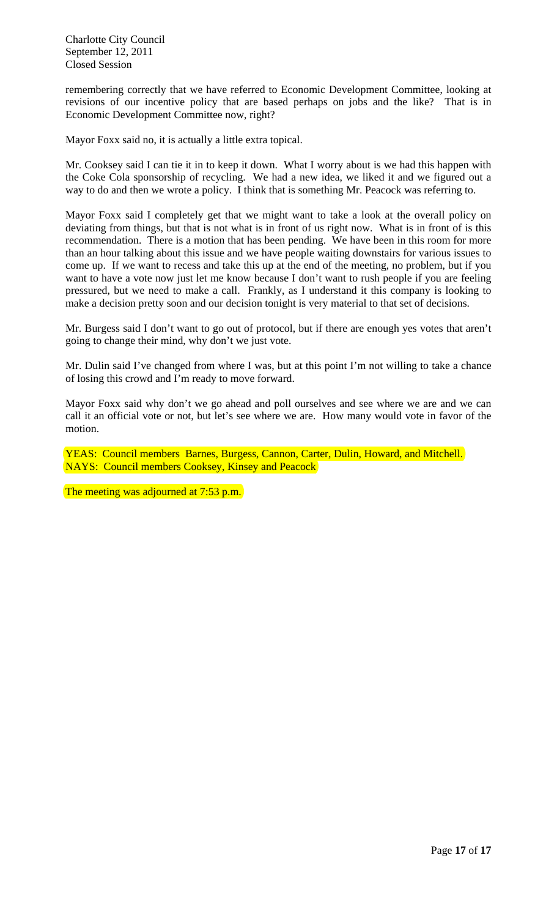remembering correctly that we have referred to Economic Development Committee, looking at revisions of our incentive policy that are based perhaps on jobs and the like? That is in Economic Development Committee now, right?

Mayor Foxx said no, it is actually a little extra topical.

Mr. Cooksey said I can tie it in to keep it down. What I worry about is we had this happen with the Coke Cola sponsorship of recycling. We had a new idea, we liked it and we figured out a way to do and then we wrote a policy. I think that is something Mr. Peacock was referring to.

Mayor Foxx said I completely get that we might want to take a look at the overall policy on deviating from things, but that is not what is in front of us right now. What is in front of is this recommendation. There is a motion that has been pending. We have been in this room for more than an hour talking about this issue and we have people waiting downstairs for various issues to come up. If we want to recess and take this up at the end of the meeting, no problem, but if you want to have a vote now just let me know because I don't want to rush people if you are feeling pressured, but we need to make a call. Frankly, as I understand it this company is looking to make a decision pretty soon and our decision tonight is very material to that set of decisions.

Mr. Burgess said I don't want to go out of protocol, but if there are enough yes votes that aren't going to change their mind, why don't we just vote.

Mr. Dulin said I've changed from where I was, but at this point I'm not willing to take a chance of losing this crowd and I'm ready to move forward.

Mayor Foxx said why don't we go ahead and poll ourselves and see where we are and we can call it an official vote or not, but let's see where we are. How many would vote in favor of the motion.

YEAS: Council members Barnes, Burgess, Cannon, Carter, Dulin, Howard, and Mitchell.
NAYS: Council members Cooksey, Kinsey and Peacock

The meeting was adjourned at 7:53 p.m.